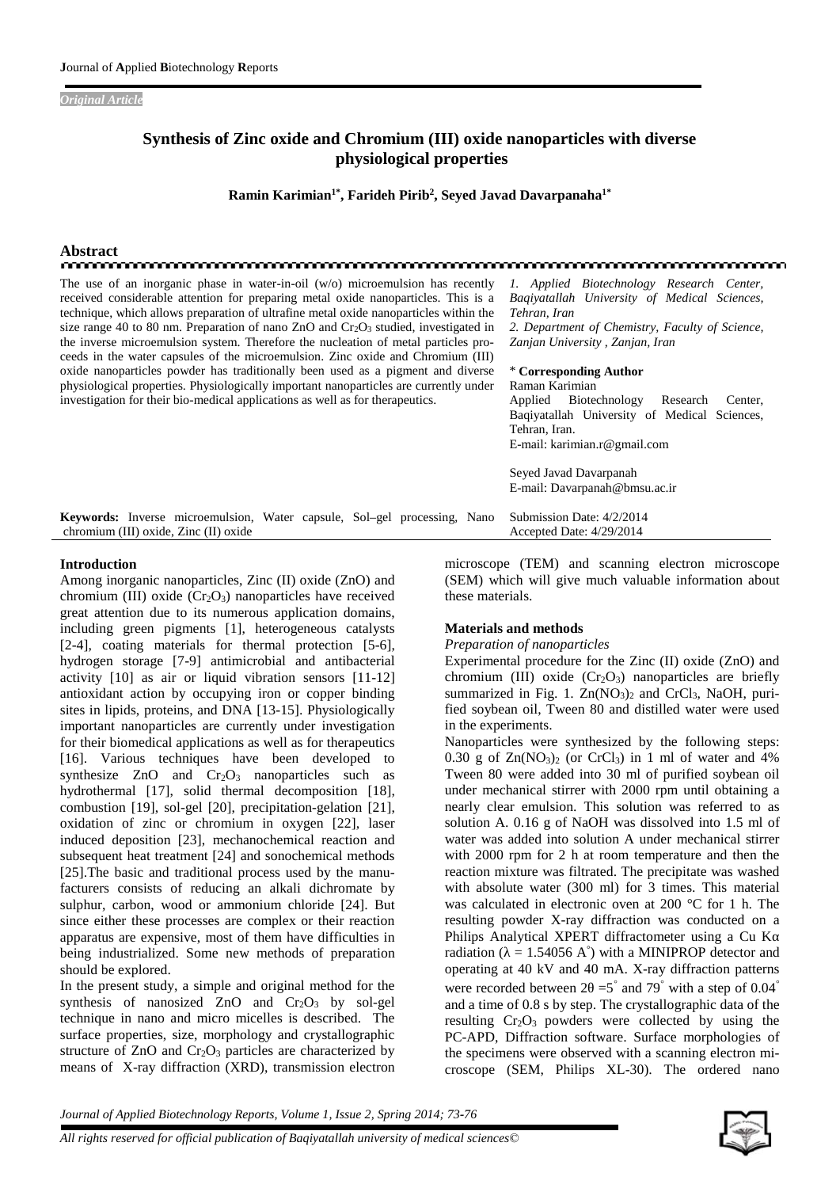*Original Article*

# Synthesis of Zinc oxide and Chromium (III) oxide nanoparticles with diverse physiological properties

**Ramin Karimian[1*], Farideh Pirib[2], Seyed Javad Davarpanaha[1*]**

## Abstract

The use of an inorganic phase in water-in-oil (w/o) microemulsion has recently received considerable attention for preparing metal oxide nanoparticles. This is a technique, which allows preparation of ultrafine metal oxide nanoparticles within the size range 40 to 80 nm. Preparation of nano ZnO and $Cr_2O_3$ studied, investigated in the inverse microemulsion system. Therefore the nucleation of metal particles proceeds in the water capsules of the microemulsion. Zinc oxide and Chromium (III) oxide nanoparticles powder has traditionally been used as a pigment and diverse physiological properties. Physiologically important nanoparticles are currently under investigation for their bio-medical applications as well as for therapeutics.

**Keywords:** Inverse microemulsion, Water capsule, Sol–gel processing, Nano chromium (III) oxide, Zinc (II) oxide

*1. Applied Biotechnology Research Center, Baqiyatallah University of Medical Sciences, Tehran, Iran*
*2. Department of Chemistry, Faculty of Science, Zanjan University , Zanjan, Iran*

\* **Corresponding Author**
Raman Karimian
Applied Biotechnology Research Center, Baqiyatallah University of Medical Sciences, Tehran, Iran.
E-mail: karimian.r@gmail.com

Seyed Javad Davarpanah
E-mail: Davarpanah@bmsu.ac.ir

Submission Date: 4/2/2014
Accepted Date: 4/29/2014

## Introduction

Among inorganic nanoparticles, Zinc (II) oxide (ZnO) and chromium (III) oxide ($Cr_2O_3$) nanoparticles have received great attention due to its numerous application domains, including green pigments [1], heterogeneous catalysts [2-4], coating materials for thermal protection [5-6], hydrogen storage [7-9] antimicrobial and antibacterial activity [10] as air or liquid vibration sensors [11-12] antioxidant action by occupying iron or copper binding sites in lipids, proteins, and DNA [13-15]. Physiologically important nanoparticles are currently under investigation for their biomedical applications as well as for therapeutics [16]. Various techniques have been developed to synthesize ZnO and $Cr_2O_3$ nanoparticles such as hydrothermal [17], solid thermal decomposition [18], combustion [19], sol-gel [20], precipitation-gelation [21], oxidation of zinc or chromium in oxygen [22], laser induced deposition [23], mechanochemical reaction and subsequent heat treatment [24] and sonochemical methods [25].The basic and traditional process used by the manufacturers consists of reducing an alkali dichromate by sulphur, carbon, wood or ammonium chloride [24]. But since either these processes are complex or their reaction apparatus are expensive, most of them have difficulties in being industrialized. Some new methods of preparation should be explored.

In the present study, a simple and original method for the synthesis of nanosized ZnO and $Cr_2O_3$ by sol-gel technique in nano and micro micelles is described. The surface properties, size, morphology and crystallographic structure of ZnO and $Cr_2O_3$ particles are characterized by means of X-ray diffraction (XRD), transmission electron microscope (TEM) and scanning electron microscope (SEM) which will give much valuable information about these materials.

## Materials and methods

### *Preparation of nanoparticles*

Experimental procedure for the Zinc (II) oxide (ZnO) and chromium (III) oxide ($Cr_2O_3$) nanoparticles are briefly summarized in Fig. 1. $Zn(NO_3)_2$ and $CrCl_3$, NaOH, purified soybean oil, Tween 80 and distilled water were used in the experiments.

Nanoparticles were synthesized by the following steps: 0.30 g of $Zn(NO_3)_2$ (or $CrCl_3$) in 1 ml of water and 4% Tween 80 were added into 30 ml of purified soybean oil under mechanical stirrer with 2000 rpm until obtaining a nearly clear emulsion. This solution was referred to as solution A. 0.16 g of NaOH was dissolved into 1.5 ml of water was added into solution A under mechanical stirrer with 2000 rpm for 2 h at room temperature and then the reaction mixture was filtrated. The precipitate was washed with absolute water (300 ml) for 3 times. This material was calculated in electronic oven at 200 °C for 1 h. The resulting powder X-ray diffraction was conducted on a Philips Analytical XPERT diffractometer using a Cu Kα radiation ($\lambda$ = 1.54056 A°) with a MINIPROP detector and operating at 40 kV and 40 mA. X-ray diffraction patterns were recorded between $2\theta = 5^{\circ}$ and $79^{\circ}$ with a step of $0.04^{\circ}$ and a time of 0.8 s by step. The crystallographic data of the resulting $Cr_2O_3$ powders were collected by using the PC-APD, Diffraction software. Surface morphologies of the specimens were observed with a scanning electron microscope (SEM, Philips XL-30). The ordered nano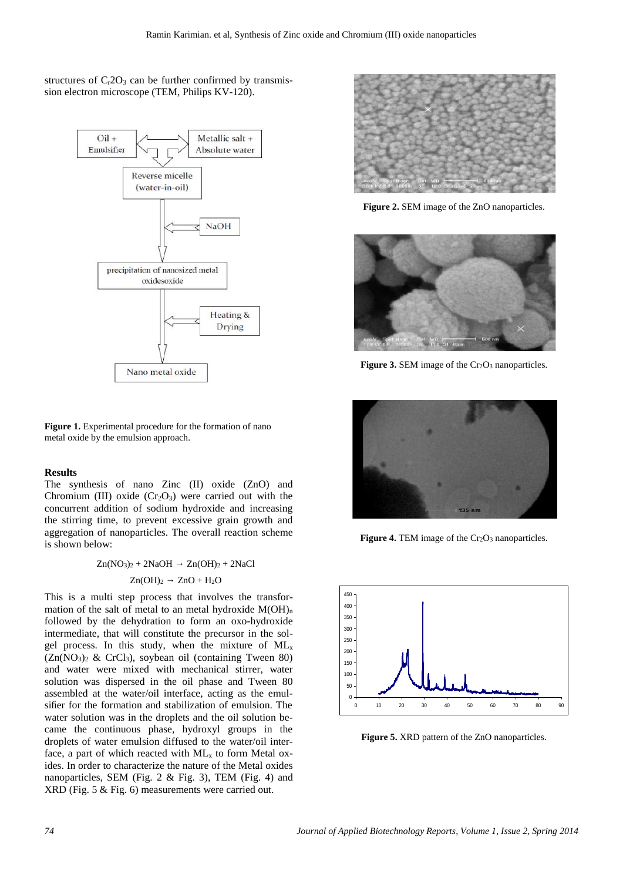structures of $C_r2O_3$ can be further confirmed by transmission electron microscope (TEM, Philips KV-120).

Figure 1. Experimental procedure for the formation of nano metal oxide by the emulsion approach.

Figure 2. SEM image of the ZnO nanoparticles.

Figure 3. SEM image of the $Cr_2O_3$ nanoparticles.

Figure 4. TEM image of the $Cr_2O_3$ nanoparticles.

Figure 5. XRD pattern of the ZnO nanoparticles.

**Results**

The synthesis of nano Zinc (II) oxide (ZnO) and Chromium (III) oxide ($Cr_2O_3$) were carried out with the concurrent addition of sodium hydroxide and increasing the stirring time, to prevent excessive grain growth and aggregation of nanoparticles. The overall reaction scheme is shown below:

$$Zn(NO_3)_2 + 2NaOH \rightarrow Zn(OH)_2 + 2NaCl$$

$$Zn(OH)_2 \rightarrow ZnO + H_2O$$

This is a multi step process that involves the transformation of the salt of metal to an metal hydroxide $M(OH)_n$ followed by the dehydration to form an oxo-hydroxide intermediate, that will constitute the precursor in the sol-gel process. In this study, when the mixture of $ML_x$ ($Zn(NO_3)_2$ & $CrCl_3$), soybean oil (containing Tween 80) and water were mixed with mechanical stirrer, water solution was dispersed in the oil phase and Tween 80 assembled at the water/oil interface, acting as the emulsifier for the formation and stabilization of emulsion. The water solution was in the droplets and the oil solution became the continuous phase, hydroxyl groups in the droplets of water emulsion diffused to the water/oil interface, a part of which reacted with $ML_x$ to form Metal oxides. In order to characterize the nature of the Metal oxides nanoparticles, SEM (Fig. 2 & Fig. 3), TEM (Fig. 4) and XRD (Fig. 5 & Fig. 6) measurements were carried out.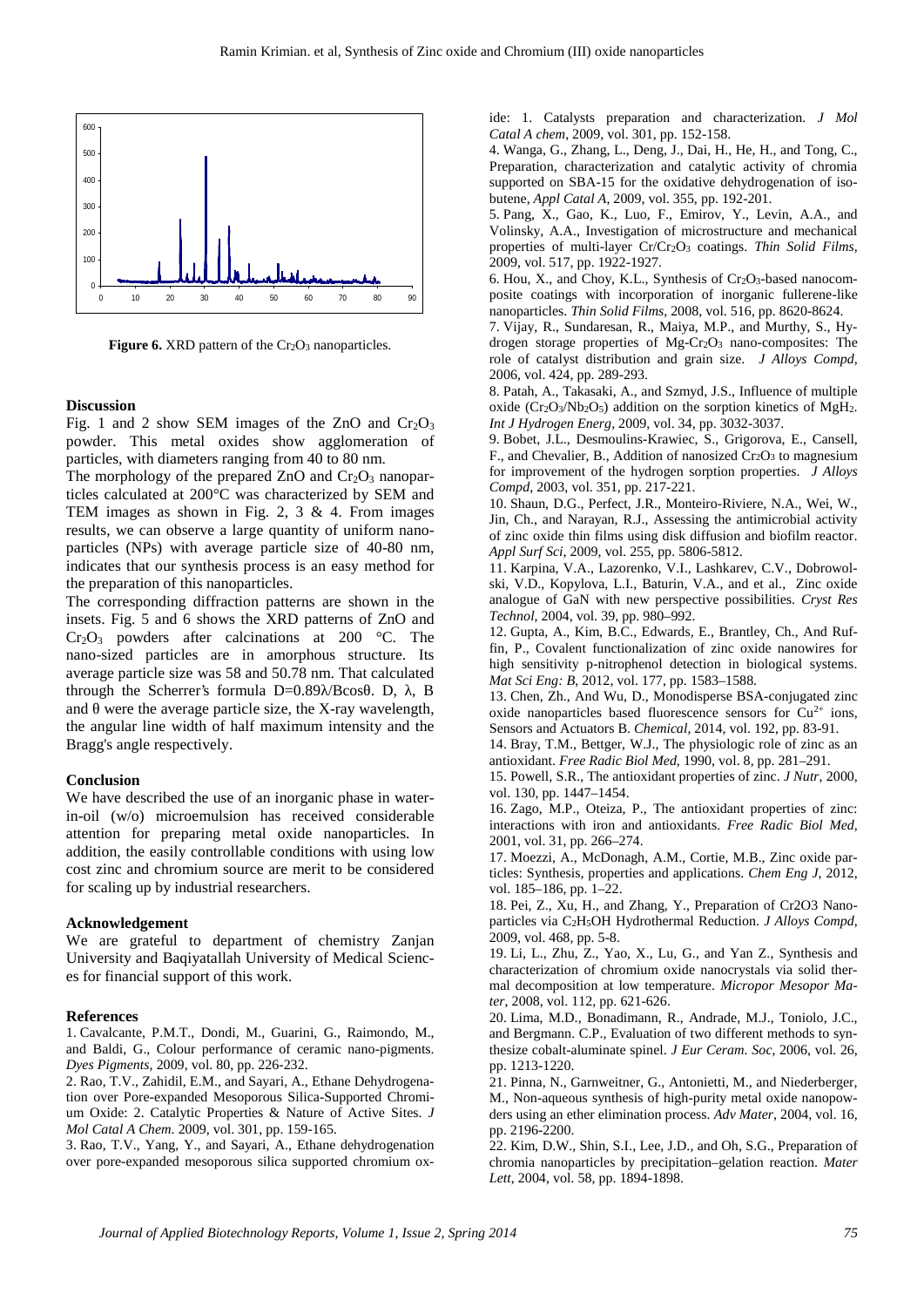**Figure 6.** XRD pattern of the $Cr_2O_3$ nanoparticles.

### Discussion

Fig. 1 and 2 show SEM images of the ZnO and $Cr_2O_3$ powder. This metal oxides show agglomeration of particles, with diameters ranging from 40 to 80 nm.

The morphology of the prepared ZnO and $Cr_2O_3$ nanoparticles calculated at 200°C was characterized by SEM and TEM images as shown in Fig. 2, 3 & 4. From images results, we can observe a large quantity of uniform nanoparticles (NPs) with average particle size of 40-80 nm, indicates that our synthesis process is an easy method for the preparation of this nanoparticles.

The corresponding diffraction patterns are shown in the insets. Fig. 5 and 6 shows the XRD patterns of ZnO and $Cr_2O_3$ powders after calcinations at 200 °C. The nano-sized particles are in amorphous structure. Its average particle size was 58 and 50.78 nm. That calculated through the Scherrer's formula $D=0.89\lambda/B\cos\theta$. D, λ, B and θ were the average particle size, the X-ray wavelength, the angular line width of half maximum intensity and the Bragg's angle respectively.

### Conclusion

We have described the use of an inorganic phase in water-in-oil (w/o) microemulsion has received considerable attention for preparing metal oxide nanoparticles. In addition, the easily controllable conditions with using low cost zinc and chromium source are merit to be considered for scaling up by industrial researchers.

### Acknowledgement

We are grateful to department of chemistry Zanjan University and Baqiyatallah University of Medical Sciences for financial support of this work.

### References

1. Cavalcante, P.M.T., Dondi, M., Guarini, G., Raimondo, M., and Baldi, G., Colour performance of ceramic nano-pigments. *Dyes Pigments*, 2009, vol. 80, pp. 226-232.
2. Rao, T.V., Zahidil, E.M., and Sayari, A., Ethane Dehydrogenation over Pore-expanded Mesoporous Silica-Supported Chromium Oxide: 2. Catalytic Properties & Nature of Active Sites. *J Mol Catal A Chem*. 2009, vol. 301, pp. 159-165.
3. Rao, T.V., Yang, Y., and Sayari, A., Ethane dehydrogenation over pore-expanded mesoporous silica supported chromium oxide: 1. Catalysts preparation and characterization. *J Mol Catal A chem*, 2009, vol. 301, pp. 152-158.
4. Wanga, G., Zhang, L., Deng, J., Dai, H., He, H., and Tong, C., Preparation, characterization and catalytic activity of chromia supported on SBA-15 for the oxidative dehydrogenation of isobutene, *Appl Catal A*, 2009, vol. 355, pp. 192-201.
5. Pang, X., Gao, K., Luo, F., Emirov, Y., Levin, A.A., and Volinsky, A.A., Investigation of microstructure and mechanical properties of multi-layer $Cr/Cr_2O_3$ coatings. *Thin Solid Films*, 2009, vol. 517, pp. 1922-1927.
6. Hou, X., and Choy, K.L., Synthesis of $Cr_2O_3$-based nanocomposite coatings with incorporation of inorganic fullerene-like nanoparticles. *Thin Solid Films*, 2008, vol. 516, pp. 8620-8624.
7. Vijay, R., Sundaresan, R., Maiya, M.P., and Murthy, S., Hydrogen storage properties of $Mg$-$Cr_2O_3$ nano-composites: The role of catalyst distribution and grain size. *J Alloys Compd*, 2006, vol. 424, pp. 289-293.
8. Patah, A., Takasaki, A., and Szmyd, J.S., Influence of multiple oxide ($Cr_2O_3/Nb_2O_5$) addition on the sorption kinetics of $MgH_2$. *Int J Hydrogen Energ*, 2009, vol. 34, pp. 3032-3037.
9. Bobet, J.L., Desmoulins-Krawiec, S., Grigorova, E., Cansell, F., and Chevalier, B., Addition of nanosized $Cr_2O_3$ to magnesium for improvement of the hydrogen sorption properties. *J Alloys Compd*, 2003, vol. 351, pp. 217-221.
10. Shaun, D.G., Perfect, J.R., Monteiro-Riviere, N.A., Wei, W., Jin, Ch., and Narayan, R.J., Assessing the antimicrobial activity of zinc oxide thin films using disk diffusion and biofilm reactor. *Appl Surf Sci*, 2009, vol. 255, pp. 5806-5812.
11. Karpina, V.A., Lazorenko, V.I., Lashkarev, C.V., Dobrowolski, V.D., Kopylova, L.I., Baturin, V.A., and et al., Zinc oxide analogue of GaN with new perspective possibilities. *Cryst Res Technol*, 2004, vol. 39, pp. 980–992.
12. Gupta, A., Kim, B.C., Edwards, E., Brantley, Ch., And Ruffin, P., Covalent functionalization of zinc oxide nanowires for high sensitivity p-nitrophenol detection in biological systems. *Mat Sci Eng: B*, 2012, vol. 177, pp. 1583–1588.
13. Chen, Zh., And Wu, D., Monodisperse BSA-conjugated zinc oxide nanoparticles based fluorescence sensors for $Cu^{2+}$ ions, Sensors and Actuators B. *Chemical*, 2014, vol. 192, pp. 83-91.
14. Bray, T.M., Bettger, W.J., The physiologic role of zinc as an antioxidant. *Free Radic Biol Med*, 1990, vol. 8, pp. 281–291.
15. Powell, S.R., The antioxidant properties of zinc. *J Nutr*, 2000, vol. 130, pp. 1447–1454.
16. Zago, M.P., Oteiza, P., The antioxidant properties of zinc: interactions with iron and antioxidants. *Free Radic Biol Med*, 2001, vol. 31, pp. 266–274.
17. Moezzi, A., McDonagh, A.M., Cortie, M.B., Zinc oxide particles: Synthesis, properties and applications. *Chem Eng J*, 2012, vol. 185–186, pp. 1–22.
18. Pei, Z., Xu, H., and Zhang, Y., Preparation of Cr2O3 Nanoparticles via $C_2H_5OH$ Hydrothermal Reduction. *J Alloys Compd*, 2009, vol. 468, pp. 5-8.
19. Li, L., Zhu, Z., Yao, X., Lu, G., and Yan Z., Synthesis and characterization of chromium oxide nanocrystals via solid thermal decomposition at low temperature. *Micropor Mesopor Mater*, 2008, vol. 112, pp. 621-626.
20. Lima, M.D., Bonadimann, R., Andrade, M.J., Toniolo, J.C., and Bergmann. C.P., Evaluation of two different methods to synthesize cobalt-aluminate spinel. *J Eur Ceram. Soc*, 2006, vol. 26, pp. 1213-1220.
21. Pinna, N., Garnweitner, G., Antonietti, M., and Niederberger, M., Non-aqueous synthesis of high-purity metal oxide nanopowders using an ether elimination process. *Adv Mater*, 2004, vol. 16, pp. 2196-2200.
22. Kim, D.W., Shin, S.I., Lee, J.D., and Oh, S.G., Preparation of chromia nanoparticles by precipitation–gelation reaction. *Mater Lett*, 2004, vol. 58, pp. 1894-1898.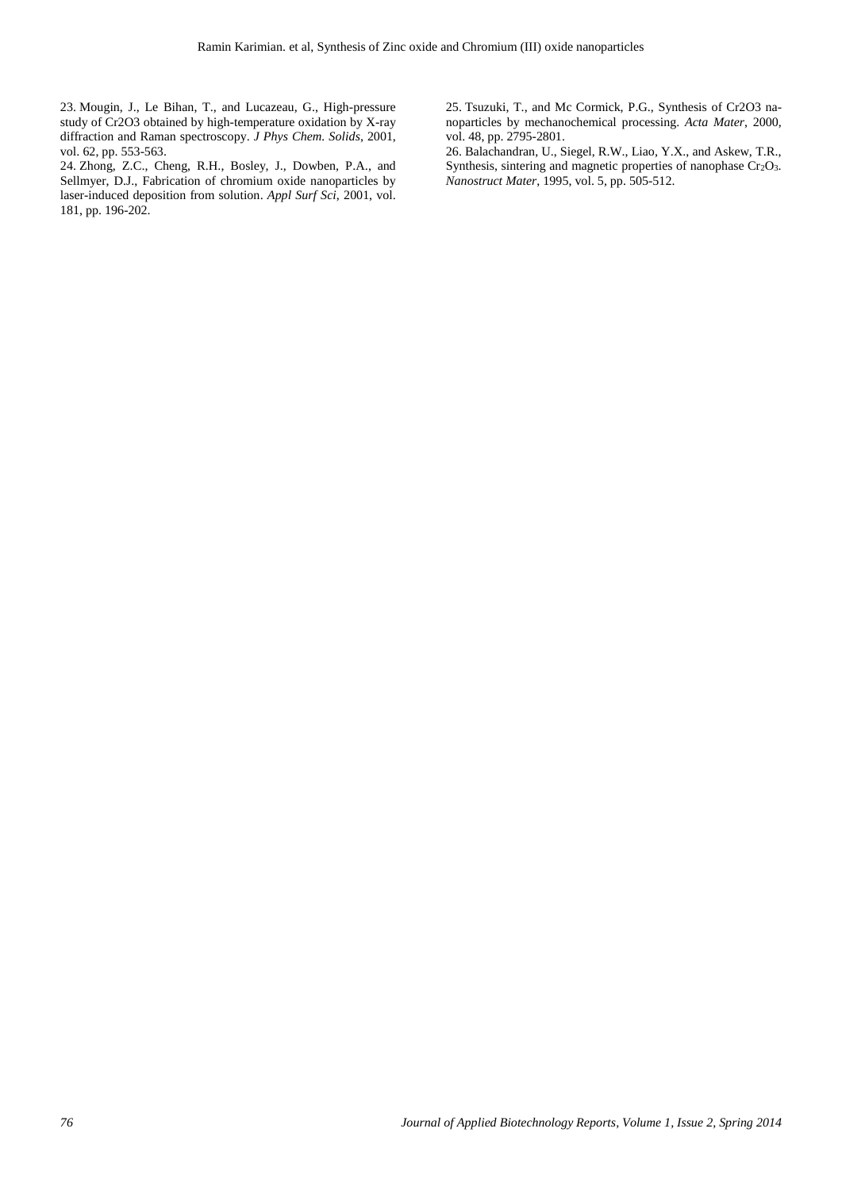23. Mougin, J., Le Bihan, T., and Lucazeau, G., High-pressure study of Cr2O3 obtained by high-temperature oxidation by X-ray diffraction and Raman spectroscopy. *J Phys Chem. Solids*, 2001, vol. 62, pp. 553-563.

24. Zhong, Z.C., Cheng, R.H., Bosley, J., Dowben, P.A., and Sellmyer, D.J., Fabrication of chromium oxide nanoparticles by laser-induced deposition from solution. *Appl Surf Sci*, 2001, vol. 181, pp. 196-202.

25. Tsuzuki, T., and Mc Cormick, P.G., Synthesis of Cr2O3 nanoparticles by mechanochemical processing. *Acta Mater*, 2000, vol. 48, pp. 2795-2801.

26. Balachandran, U., Siegel, R.W., Liao, Y.X., and Askew, T.R., Synthesis, sintering and magnetic properties of nanophase $Cr_2O_3$. *Nanostruct Mater*, 1995, vol. 5, pp. 505-512.